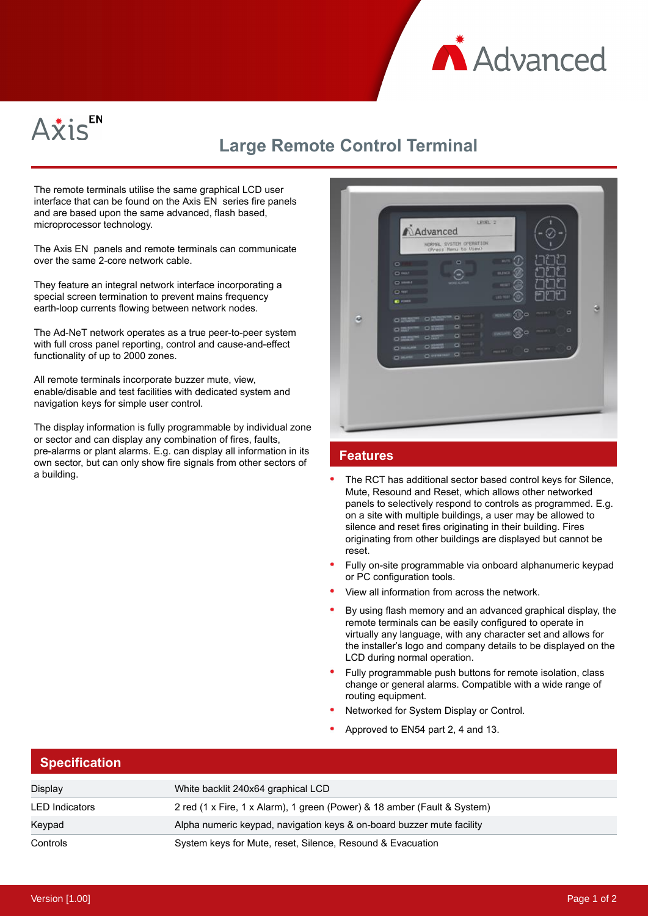# Axis EN

## Large Remote Control Terminal

The remote terminals utilise the same graphical LCD user interface that can be found on the Axis EN series fire panels and are based upon the same advanced, flash based, microprocessor technology.

The Axis EN panels and remote terminals can communicate over the same 2-core network cable.

They feature an integral network interface incorporating a special screen termination to prevent mains frequency earth-loop currents flowing between network nodes.

The Ad-NeT network operates as a true peer-to-peer system with full cross panel reporting, control and cause-and-effect functionality of up to 2000 zones.

All remote terminals incorporate buzzer mute, view, enable/disable and test facilities with dedicated system and navigation keys for simple user control.

The display information is fully programmable by individual zone or sector and can display any combination of fires, faults, pre-alarms or plant alarms. E.g. can display all information in its own sector, but can only show fire signals from other sectors of a building.

## Features

- The RCT has additional sector based control keys for Silence, Mute, Resound and Reset, which allows other networked panels to selectively respond to controls as programmed. E.g. on a site with multiple buildings, a user may be allowed to silence and reset fires originating in their building. Fires originating from other buildings are displayed but cannot be reset.
- Fully on-site programmable via onboard alphanumeric keypad or PC configuration tools.
- View all information from across the network.
- By using flash memory and an advanced graphical display, the remote terminals can be easily configured to operate in virtually any language, with any character set and allows for the installer's logo and company details to be displayed on the LCD during normal operation.
- Fully programmable push buttons for remote isolation, class change or general alarms. Compatible with a wide range of routing equipment.
- Networked for System Display or Control.
- Approved to EN54 part 2, 4 and 13.

## Specification

| | |
|---|---|
| Display | White backlit 240x64 graphical LCD |
| LED Indicators | 2 red (1 x Fire, 1 x Alarm), 1 green (Power) & 18 amber (Fault & System) |
| Keypad | Alpha numeric keypad, navigation keys & on-board buzzer mute facility |
| Controls | System keys for Mute, reset, Silence, Resound & Evacuation |

Version [1.00]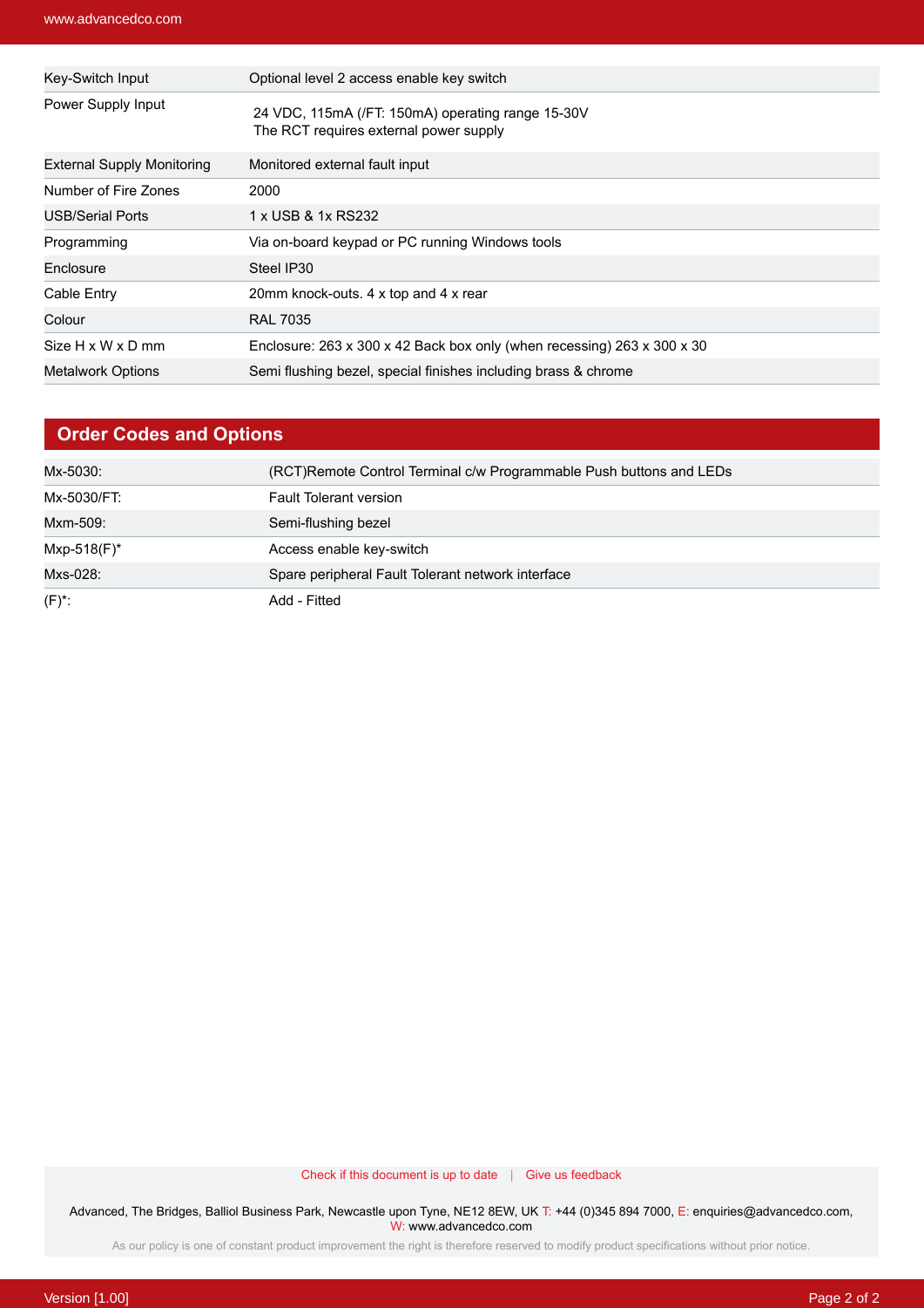| | |
|---|---|
| Key-Switch Input | Optional level 2 access enable key switch |
| Power Supply Input | 24 VDC, 115mA (/FT: 150mA) operating range 15-30V<br>The RCT requires external power supply |
| External Supply Monitoring | Monitored external fault input |
| Number of Fire Zones | 2000 |
| USB/Serial Ports | 1 x USB & 1x RS232 |
| Programming | Via on-board keypad or PC running Windows tools |
| Enclosure | Steel IP30 |
| Cable Entry | 20mm knock-outs. 4 x top and 4 x rear |
| Colour | RAL 7035 |
| Size H x W x D mm | Enclosure: 263 x 300 x 42 Back box only (when recessing) 263 x 300 x 30 |
| Metalwork Options | Semi flushing bezel, special finishes including brass & chrome |

## Order Codes and Options

| | |
|---|---|
| Mx-5030: | (RCT)Remote Control Terminal c/w Programmable Push buttons and LEDs |
| Mx-5030/FT: | Fault Tolerant version |
| Mxm-509: | Semi-flushing bezel |
| Mxp-518(F)* | Access enable key-switch |
| Mxs-028: | Spare peripheral Fault Tolerant network interface |
| (F)*: | Add - Fitted |

Check if this document is up to date | Give us feedback

Advanced, The Bridges, Balliol Business Park, Newcastle upon Tyne, NE12 8EW, UK T: +44 (0)345 894 7000, E: enquiries@advancedco.com, W: www.advancedco.com

As our policy is one of constant product improvement the right is therefore reserved to modify product specifications without prior notice.

Version [1.00]